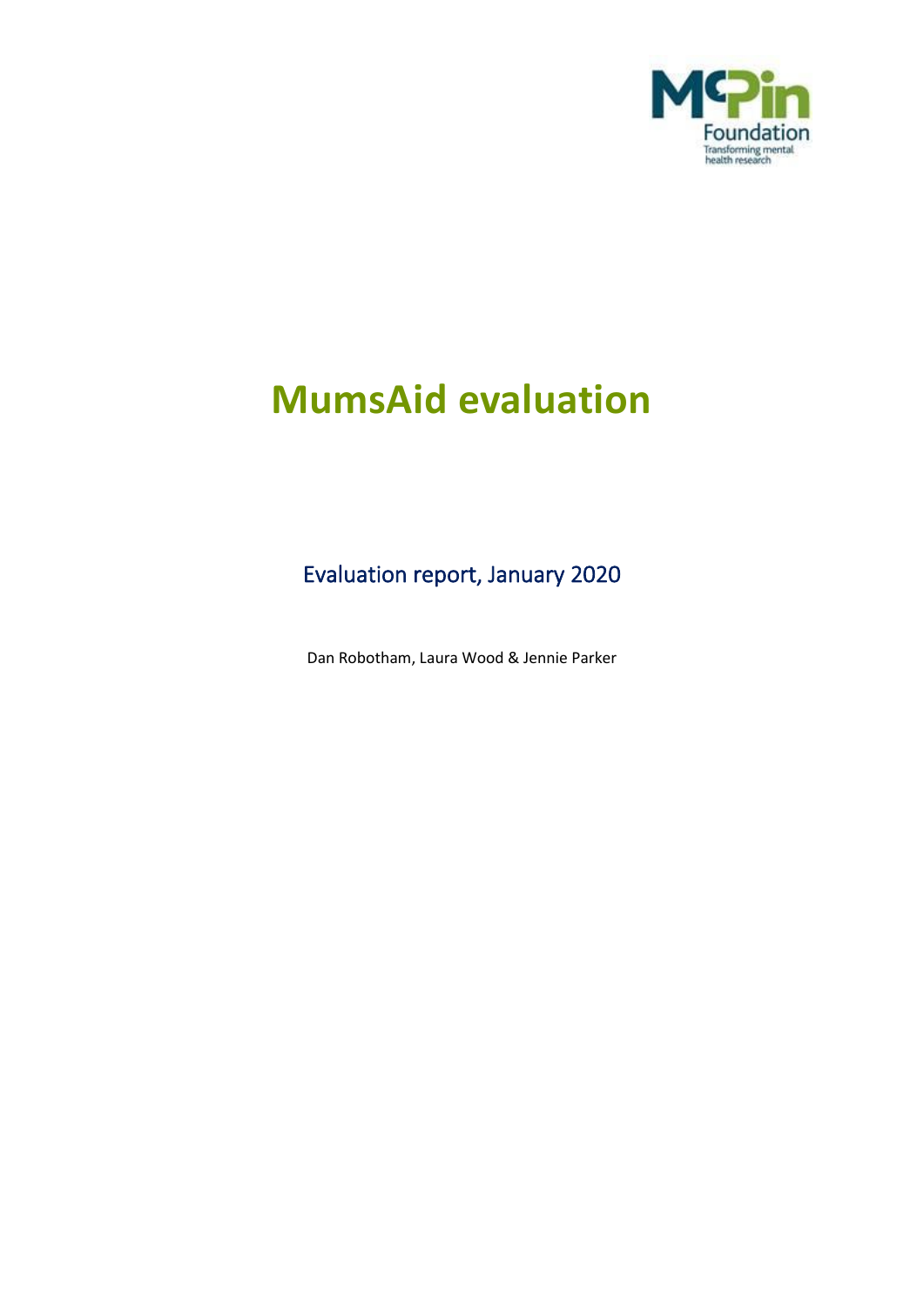# MumsAid evaluation

## Evaluation report, January 2020

Dan Robotham, Laura Wood & Jennie Parker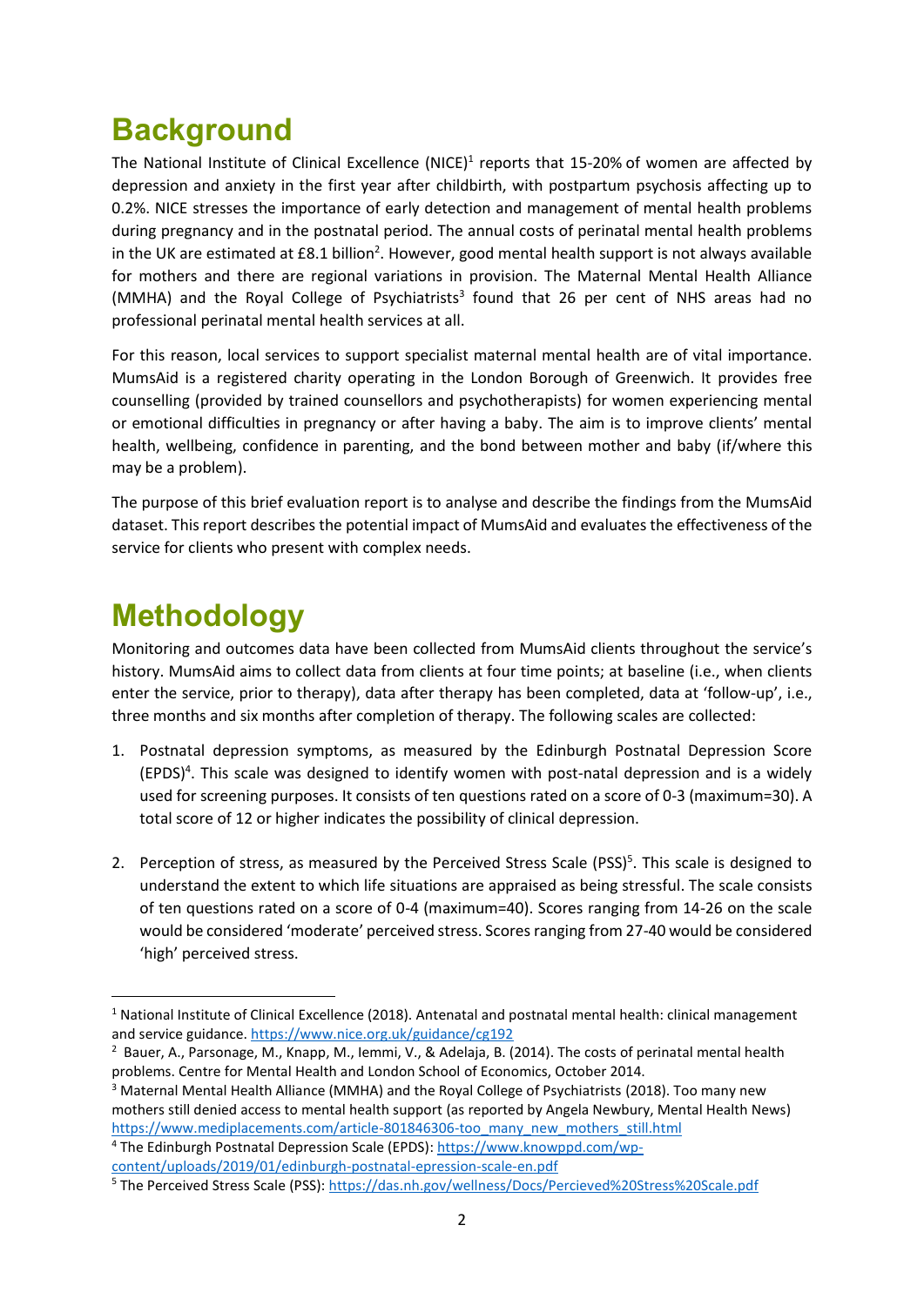# Background

The National Institute of Clinical Excellence (NICE)[1] reports that 15-20% of women are affected by depression and anxiety in the first year after childbirth, with postpartum psychosis affecting up to 0.2%. NICE stresses the importance of early detection and management of mental health problems during pregnancy and in the postnatal period. The annual costs of perinatal mental health problems in the UK are estimated at £8.1 billion[2]. However, good mental health support is not always available for mothers and there are regional variations in provision. The Maternal Mental Health Alliance (MMHA) and the Royal College of Psychiatrists[3] found that 26 per cent of NHS areas had no professional perinatal mental health services at all.

For this reason, local services to support specialist maternal mental health are of vital importance. MumsAid is a registered charity operating in the London Borough of Greenwich. It provides free counselling (provided by trained counsellors and psychotherapists) for women experiencing mental or emotional difficulties in pregnancy or after having a baby. The aim is to improve clients' mental health, wellbeing, confidence in parenting, and the bond between mother and baby (if/where this may be a problem).

The purpose of this brief evaluation report is to analyse and describe the findings from the MumsAid dataset. This report describes the potential impact of MumsAid and evaluates the effectiveness of the service for clients who present with complex needs.

# Methodology

Monitoring and outcomes data have been collected from MumsAid clients throughout the service's history. MumsAid aims to collect data from clients at four time points; at baseline (i.e., when clients enter the service, prior to therapy), data after therapy has been completed, data at 'follow-up', i.e., three months and six months after completion of therapy. The following scales are collected:

1. Postnatal depression symptoms, as measured by the Edinburgh Postnatal Depression Score (EPDS)[4]. This scale was designed to identify women with post-natal depression and is a widely used for screening purposes. It consists of ten questions rated on a score of 0-3 (maximum=30). A total score of 12 or higher indicates the possibility of clinical depression.

2. Perception of stress, as measured by the Perceived Stress Scale (PSS)[5]. This scale is designed to understand the extent to which life situations are appraised as being stressful. The scale consists of ten questions rated on a score of 0-4 (maximum=40). Scores ranging from 14-26 on the scale would be considered 'moderate' perceived stress. Scores ranging from 27-40 would be considered 'high' perceived stress.

---

[1] National Institute of Clinical Excellence (2018). Antenatal and postnatal mental health: clinical management and service guidance. https://www.nice.org.uk/guidance/cg192

[2] Bauer, A., Parsonage, M., Knapp, M., Iemmi, V., & Adelaja, B. (2014). The costs of perinatal mental health problems. Centre for Mental Health and London School of Economics, October 2014.

[3] Maternal Mental Health Alliance (MMHA) and the Royal College of Psychiatrists (2018). Too many new mothers still denied access to mental health support (as reported by Angela Newbury, Mental Health News) https://www.mediplacements.com/article-801846306-too_many_new_mothers_still.html

[4] The Edinburgh Postnatal Depression Scale (EPDS): https://www.knowppd.com/wp-content/uploads/2019/01/edinburgh-postnatal-epression-scale-en.pdf

[5] The Perceived Stress Scale (PSS): https://das.nh.gov/wellness/Docs/Percieved%20Stress%20Scale.pdf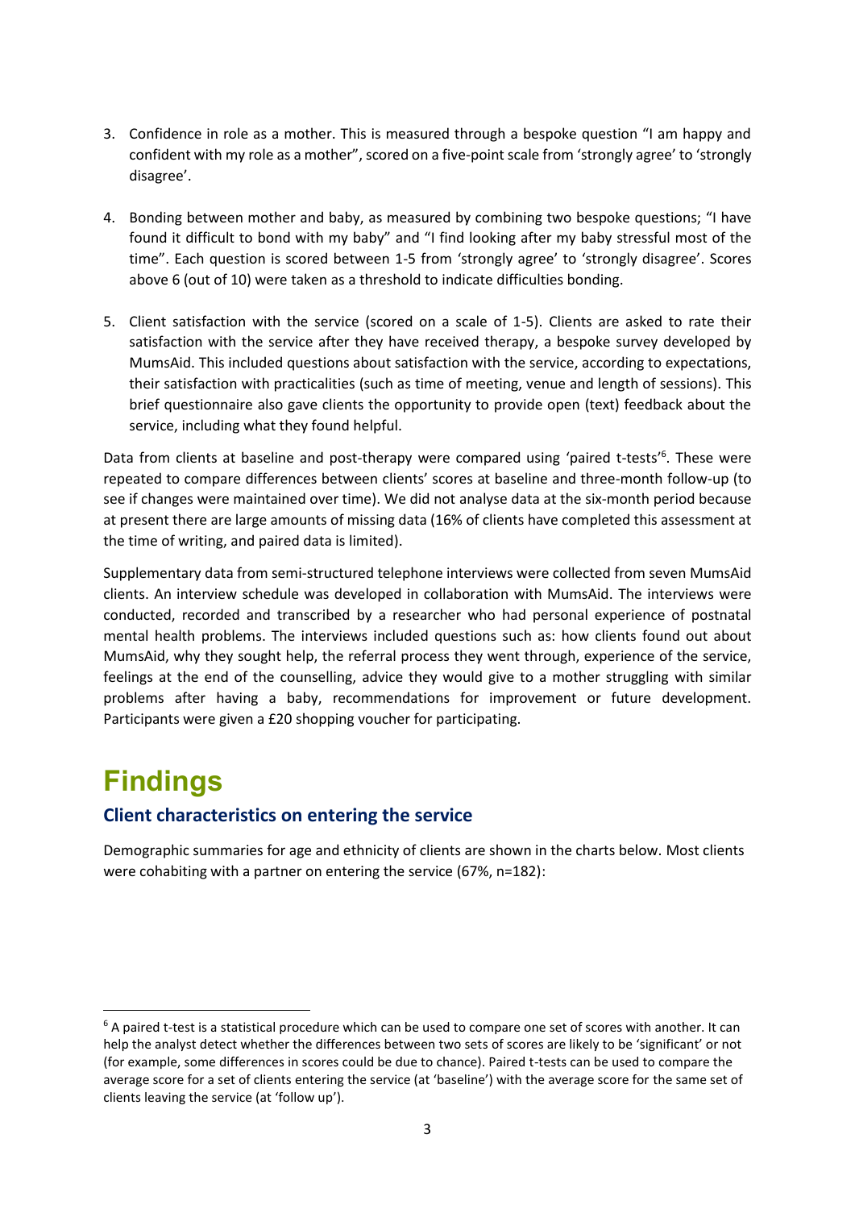3. Confidence in role as a mother. This is measured through a bespoke question "I am happy and confident with my role as a mother", scored on a five-point scale from 'strongly agree' to 'strongly disagree'.

4. Bonding between mother and baby, as measured by combining two bespoke questions; "I have found it difficult to bond with my baby" and "I find looking after my baby stressful most of the time". Each question is scored between 1-5 from 'strongly agree' to 'strongly disagree'. Scores above 6 (out of 10) were taken as a threshold to indicate difficulties bonding.

5. Client satisfaction with the service (scored on a scale of 1-5). Clients are asked to rate their satisfaction with the service after they have received therapy, a bespoke survey developed by MumsAid. This included questions about satisfaction with the service, according to expectations, their satisfaction with practicalities (such as time of meeting, venue and length of sessions). This brief questionnaire also gave clients the opportunity to provide open (text) feedback about the service, including what they found helpful.

Data from clients at baseline and post-therapy were compared using 'paired t-tests'[6]. These were repeated to compare differences between clients' scores at baseline and three-month follow-up (to see if changes were maintained over time). We did not analyse data at the six-month period because at present there are large amounts of missing data (16% of clients have completed this assessment at the time of writing, and paired data is limited).

Supplementary data from semi-structured telephone interviews were collected from seven MumsAid clients. An interview schedule was developed in collaboration with MumsAid. The interviews were conducted, recorded and transcribed by a researcher who had personal experience of postnatal mental health problems. The interviews included questions such as: how clients found out about MumsAid, why they sought help, the referral process they went through, experience of the service, feelings at the end of the counselling, advice they would give to a mother struggling with similar problems after having a baby, recommendations for improvement or future development. Participants were given a £20 shopping voucher for participating.

# Findings

## Client characteristics on entering the service

Demographic summaries for age and ethnicity of clients are shown in the charts below. Most clients were cohabiting with a partner on entering the service (67%, n=182):

[6] A paired t-test is a statistical procedure which can be used to compare one set of scores with another. It can help the analyst detect whether the differences between two sets of scores are likely to be 'significant' or not (for example, some differences in scores could be due to chance). Paired t-tests can be used to compare the average score for a set of clients entering the service (at 'baseline') with the average score for the same set of clients leaving the service (at 'follow up').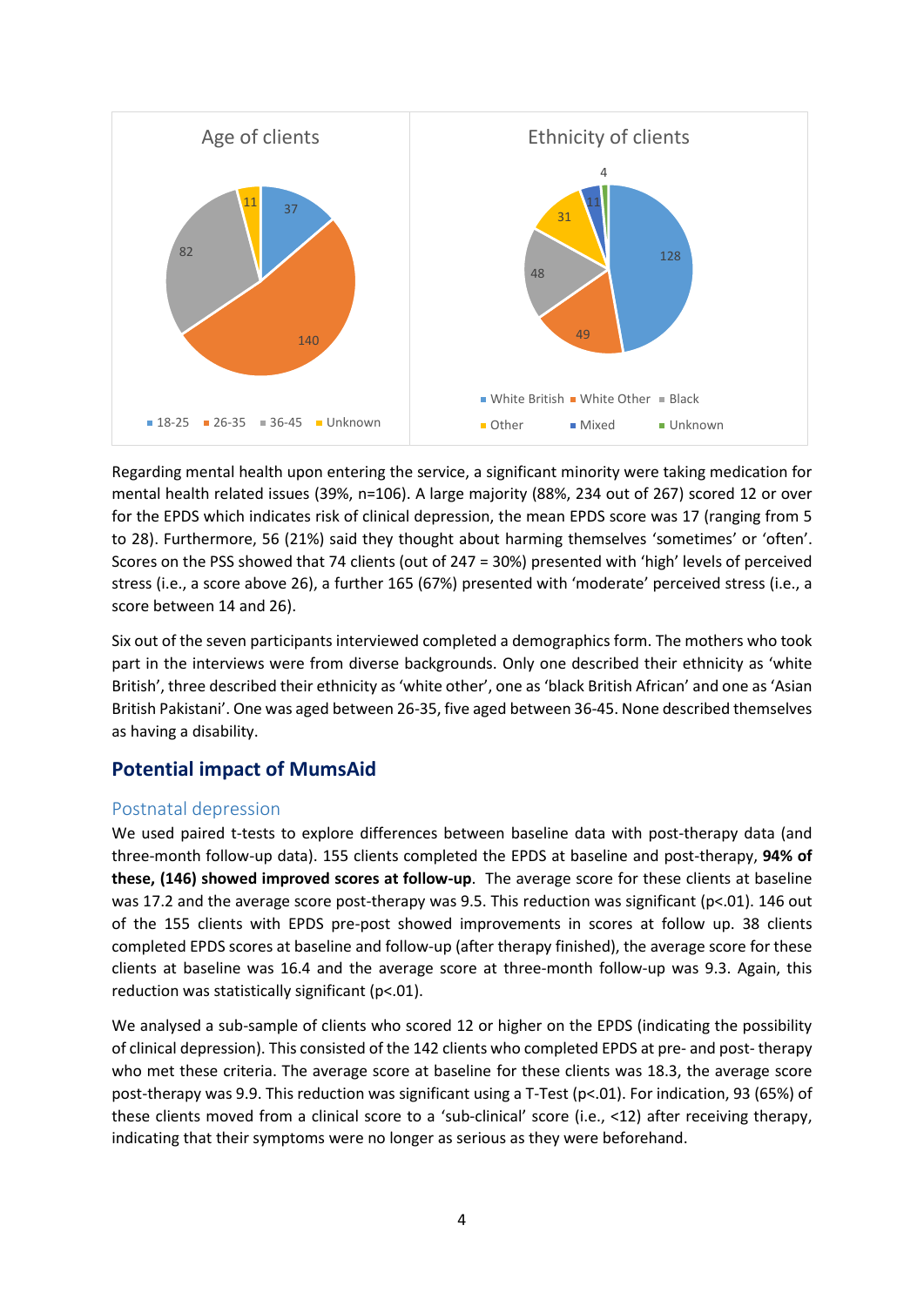Regarding mental health upon entering the service, a significant minority were taking medication for mental health related issues (39%, n=106). A large majority (88%, 234 out of 267) scored 12 or over for the EPDS which indicates risk of clinical depression, the mean EPDS score was 17 (ranging from 5 to 28). Furthermore, 56 (21%) said they thought about harming themselves 'sometimes' or 'often'. Scores on the PSS showed that 74 clients (out of 247 = 30%) presented with 'high' levels of perceived stress (i.e., a score above 26), a further 165 (67%) presented with 'moderate' perceived stress (i.e., a score between 14 and 26).

Six out of the seven participants interviewed completed a demographics form. The mothers who took part in the interviews were from diverse backgrounds. Only one described their ethnicity as 'white British', three described their ethnicity as 'white other', one as 'black British African' and one as 'Asian British Pakistani'. One was aged between 26-35, five aged between 36-45. None described themselves as having a disability.

## Potential impact of MumsAid

### Postnatal depression

We used paired t-tests to explore differences between baseline data with post-therapy data (and three-month follow-up data). 155 clients completed the EPDS at baseline and post-therapy, **94% of these, (146) showed improved scores at follow-up**. The average score for these clients at baseline was 17.2 and the average score post-therapy was 9.5. This reduction was significant (p<.01). 146 out of the 155 clients with EPDS pre-post showed improvements in scores at follow up. 38 clients completed EPDS scores at baseline and follow-up (after therapy finished), the average score for these clients at baseline was 16.4 and the average score at three-month follow-up was 9.3. Again, this reduction was statistically significant (p<.01).

We analysed a sub-sample of clients who scored 12 or higher on the EPDS (indicating the possibility of clinical depression). This consisted of the 142 clients who completed EPDS at pre- and post- therapy who met these criteria. The average score at baseline for these clients was 18.3, the average score post-therapy was 9.9. This reduction was significant using a T-Test (p<.01). For indication, 93 (65%) of these clients moved from a clinical score to a 'sub-clinical' score (i.e., <12) after receiving therapy, indicating that their symptoms were no longer as serious as they were beforehand.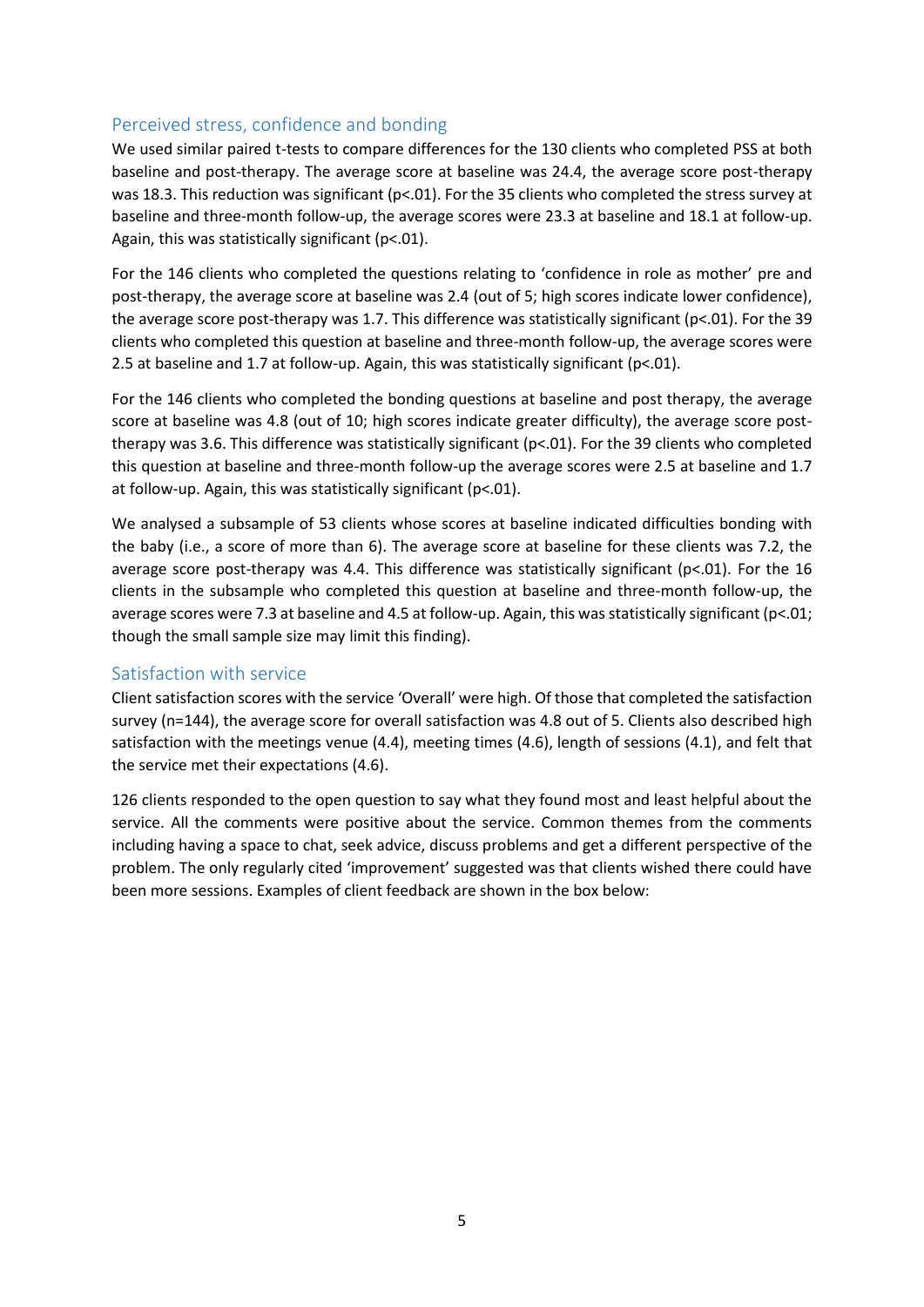## Perceived stress, confidence and bonding

We used similar paired t-tests to compare differences for the 130 clients who completed PSS at both baseline and post-therapy. The average score at baseline was 24.4, the average score post-therapy was 18.3. This reduction was significant ($p<.01$). For the 35 clients who completed the stress survey at baseline and three-month follow-up, the average scores were 23.3 at baseline and 18.1 at follow-up. Again, this was statistically significant ($p<.01$).

For the 146 clients who completed the questions relating to 'confidence in role as mother' pre and post-therapy, the average score at baseline was 2.4 (out of 5; high scores indicate lower confidence), the average score post-therapy was 1.7. This difference was statistically significant ($p<.01$). For the 39 clients who completed this question at baseline and three-month follow-up, the average scores were 2.5 at baseline and 1.7 at follow-up. Again, this was statistically significant ($p<.01$).

For the 146 clients who completed the bonding questions at baseline and post therapy, the average score at baseline was 4.8 (out of 10; high scores indicate greater difficulty), the average score post-therapy was 3.6. This difference was statistically significant ($p<.01$). For the 39 clients who completed this question at baseline and three-month follow-up the average scores were 2.5 at baseline and 1.7 at follow-up. Again, this was statistically significant ($p<.01$).

We analysed a subsample of 53 clients whose scores at baseline indicated difficulties bonding with the baby (i.e., a score of more than 6). The average score at baseline for these clients was 7.2, the average score post-therapy was 4.4. This difference was statistically significant ($p<.01$). For the 16 clients in the subsample who completed this question at baseline and three-month follow-up, the average scores were 7.3 at baseline and 4.5 at follow-up. Again, this was statistically significant ($p<.01$; though the small sample size may limit this finding).

## Satisfaction with service

Client satisfaction scores with the service 'Overall' were high. Of those that completed the satisfaction survey (n=144), the average score for overall satisfaction was 4.8 out of 5. Clients also described high satisfaction with the meetings venue (4.4), meeting times (4.6), length of sessions (4.1), and felt that the service met their expectations (4.6).

126 clients responded to the open question to say what they found most and least helpful about the service. All the comments were positive about the service. Common themes from the comments including having a space to chat, seek advice, discuss problems and get a different perspective of the problem. The only regularly cited 'improvement' suggested was that clients wished there could have been more sessions. Examples of client feedback are shown in the box below: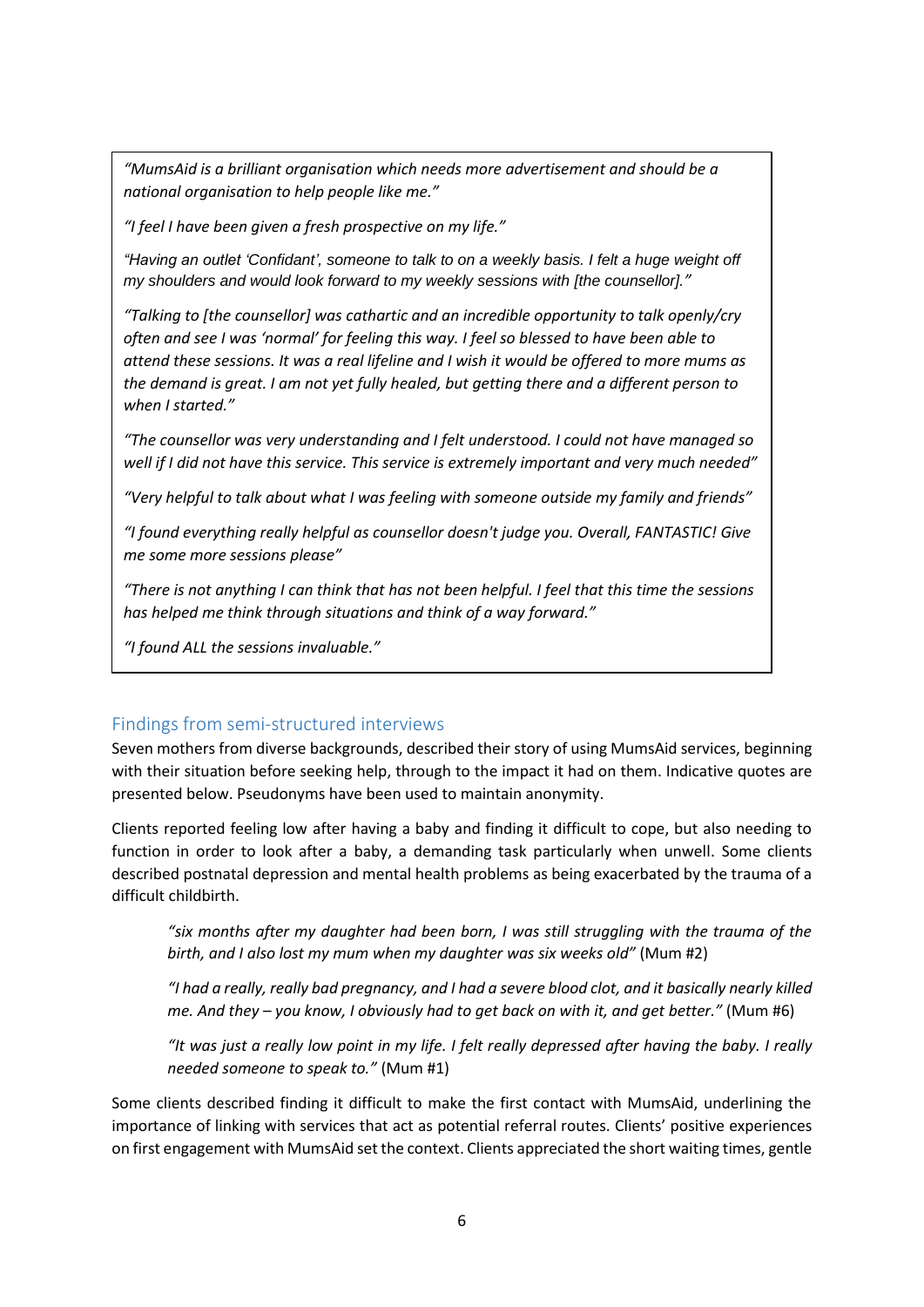*"MumsAid is a brilliant organisation which needs more advertisement and should be a national organisation to help people like me."*

*"I feel I have been given a fresh prospective on my life."*

*"Having an outlet 'Confidant', someone to talk to on a weekly basis. I felt a huge weight off my shoulders and would look forward to my weekly sessions with [the counsellor]."*

*"Talking to [the counsellor] was cathartic and an incredible opportunity to talk openly/cry often and see I was 'normal' for feeling this way. I feel so blessed to have been able to attend these sessions. It was a real lifeline and I wish it would be offered to more mums as the demand is great. I am not yet fully healed, but getting there and a different person to when I started."*

*"The counsellor was very understanding and I felt understood. I could not have managed so well if I did not have this service. This service is extremely important and very much needed"*

*"Very helpful to talk about what I was feeling with someone outside my family and friends"*

*"I found everything really helpful as counsellor doesn't judge you. Overall, FANTASTIC! Give me some more sessions please"*

*"There is not anything I can think that has not been helpful. I feel that this time the sessions has helped me think through situations and think of a way forward."*

*"I found ALL the sessions invaluable."*

## Findings from semi-structured interviews

Seven mothers from diverse backgrounds, described their story of using MumsAid services, beginning with their situation before seeking help, through to the impact it had on them. Indicative quotes are presented below. Pseudonyms have been used to maintain anonymity.

Clients reported feeling low after having a baby and finding it difficult to cope, but also needing to function in order to look after a baby, a demanding task particularly when unwell. Some clients described postnatal depression and mental health problems as being exacerbated by the trauma of a difficult childbirth.

> *"six months after my daughter had been born, I was still struggling with the trauma of the birth, and I also lost my mum when my daughter was six weeks old"* (Mum #2)
>
> *"I had a really, really bad pregnancy, and I had a severe blood clot, and it basically nearly killed me. And they – you know, I obviously had to get back on with it, and get better."* (Mum #6)
>
> *"It was just a really low point in my life. I felt really depressed after having the baby. I really needed someone to speak to."* (Mum #1)

Some clients described finding it difficult to make the first contact with MumsAid, underlining the importance of linking with services that act as potential referral routes. Clients' positive experiences on first engagement with MumsAid set the context. Clients appreciated the short waiting times, gentle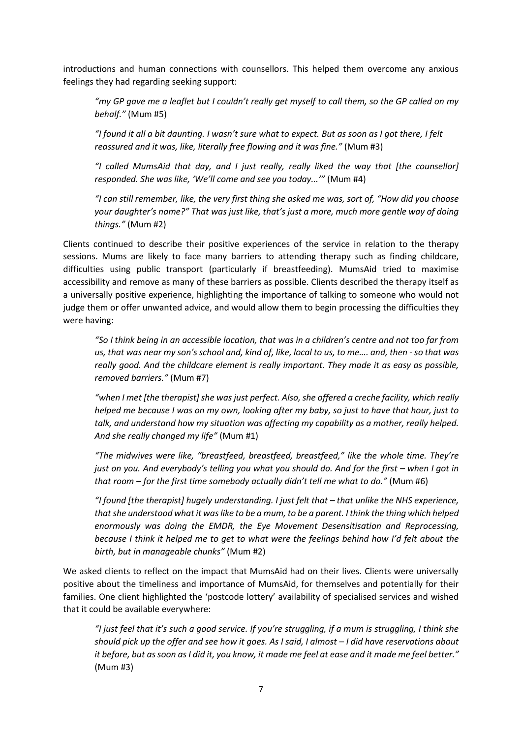introductions and human connections with counsellors. This helped them overcome any anxious feelings they had regarding seeking support:

> *"my GP gave me a leaflet but I couldn't really get myself to call them, so the GP called on my behalf."* (Mum #5)
>
> *"I found it all a bit daunting. I wasn't sure what to expect. But as soon as I got there, I felt reassured and it was, like, literally free flowing and it was fine."* (Mum #3)
>
> *"I called MumsAid that day, and I just really, really liked the way that [the counsellor] responded. She was like, 'We'll come and see you today...'"* (Mum #4)
>
> *"I can still remember, like, the very first thing she asked me was, sort of, "How did you choose your daughter's name?" That was just like, that's just a more, much more gentle way of doing things."* (Mum #2)

Clients continued to describe their positive experiences of the service in relation to the therapy sessions. Mums are likely to face many barriers to attending therapy such as finding childcare, difficulties using public transport (particularly if breastfeeding). MumsAid tried to maximise accessibility and remove as many of these barriers as possible. Clients described the therapy itself as a universally positive experience, highlighting the importance of talking to someone who would not judge them or offer unwanted advice, and would allow them to begin processing the difficulties they were having:

> *"So I think being in an accessible location, that was in a children's centre and not too far from us, that was near my son's school and, kind of, like, local to us, to me…. and, then - so that was really good. And the childcare element is really important. They made it as easy as possible, removed barriers."* (Mum #7)
>
> *"when I met [the therapist] she was just perfect. Also, she offered a creche facility, which really helped me because I was on my own, looking after my baby, so just to have that hour, just to talk, and understand how my situation was affecting my capability as a mother, really helped. And she really changed my life"* (Mum #1)
>
> *"The midwives were like, "breastfeed, breastfeed, breastfeed," like the whole time. They're just on you. And everybody's telling you what you should do. And for the first – when I got in that room – for the first time somebody actually didn't tell me what to do."* (Mum #6)
>
> *"I found [the therapist] hugely understanding. I just felt that – that unlike the NHS experience, that she understood what it was like to be a mum, to be a parent. I think the thing which helped enormously was doing the EMDR, the Eye Movement Desensitisation and Reprocessing, because I think it helped me to get to what were the feelings behind how I'd felt about the birth, but in manageable chunks"* (Mum #2)

We asked clients to reflect on the impact that MumsAid had on their lives. Clients were universally positive about the timeliness and importance of MumsAid, for themselves and potentially for their families. One client highlighted the 'postcode lottery' availability of specialised services and wished that it could be available everywhere:

> *"I just feel that it's such a good service. If you're struggling, if a mum is struggling, I think she should pick up the offer and see how it goes. As I said, I almost – I did have reservations about it before, but as soon as I did it, you know, it made me feel at ease and it made me feel better."* (Mum #3)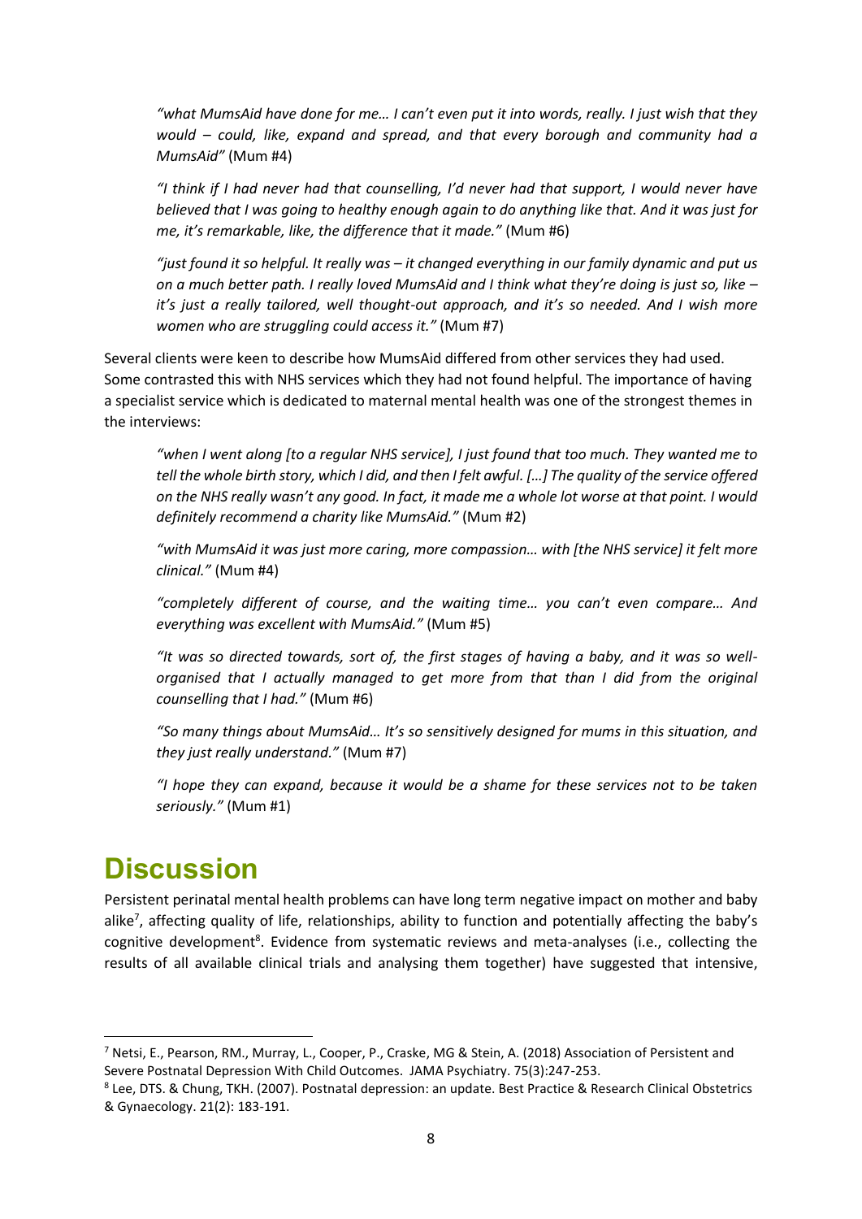*"what MumsAid have done for me… I can't even put it into words, really. I just wish that they would – could, like, expand and spread, and that every borough and community had a MumsAid"* (Mum #4)

*"I think if I had never had that counselling, I'd never had that support, I would never have believed that I was going to healthy enough again to do anything like that. And it was just for me, it's remarkable, like, the difference that it made."* (Mum #6)

*"just found it so helpful. It really was – it changed everything in our family dynamic and put us on a much better path. I really loved MumsAid and I think what they're doing is just so, like – it's just a really tailored, well thought-out approach, and it's so needed. And I wish more women who are struggling could access it."* (Mum #7)

Several clients were keen to describe how MumsAid differed from other services they had used. Some contrasted this with NHS services which they had not found helpful. The importance of having a specialist service which is dedicated to maternal mental health was one of the strongest themes in the interviews:

*"when I went along [to a regular NHS service], I just found that too much. They wanted me to tell the whole birth story, which I did, and then I felt awful. […] The quality of the service offered on the NHS really wasn't any good. In fact, it made me a whole lot worse at that point. I would definitely recommend a charity like MumsAid."* (Mum #2)

*"with MumsAid it was just more caring, more compassion… with [the NHS service] it felt more clinical."* (Mum #4)

*"completely different of course, and the waiting time… you can't even compare… And everything was excellent with MumsAid."* (Mum #5)

*"It was so directed towards, sort of, the first stages of having a baby, and it was so well-organised that I actually managed to get more from that than I did from the original counselling that I had."* (Mum #6)

*"So many things about MumsAid… It's so sensitively designed for mums in this situation, and they just really understand."* (Mum #7)

*"I hope they can expand, because it would be a shame for these services not to be taken seriously."* (Mum #1)

# Discussion

Persistent perinatal mental health problems can have long term negative impact on mother and baby alike[7], affecting quality of life, relationships, ability to function and potentially affecting the baby's cognitive development[8]. Evidence from systematic reviews and meta-analyses (i.e., collecting the results of all available clinical trials and analysing them together) have suggested that intensive,

[7] Netsi, E., Pearson, RM., Murray, L., Cooper, P., Craske, MG & Stein, A. (2018) Association of Persistent and Severe Postnatal Depression With Child Outcomes. JAMA Psychiatry. 75(3):247-253.

[8] Lee, DTS. & Chung, TKH. (2007). Postnatal depression: an update. Best Practice & Research Clinical Obstetrics & Gynaecology. 21(2): 183-191.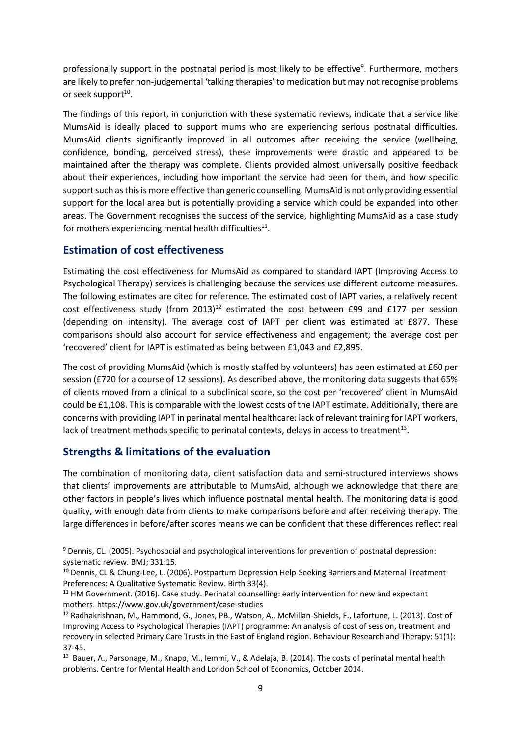professionally support in the postnatal period is most likely to be effective[9]. Furthermore, mothers are likely to prefer non-judgemental 'talking therapies' to medication but may not recognise problems or seek support[10].

The findings of this report, in conjunction with these systematic reviews, indicate that a service like MumsAid is ideally placed to support mums who are experiencing serious postnatal difficulties. MumsAid clients significantly improved in all outcomes after receiving the service (wellbeing, confidence, bonding, perceived stress), these improvements were drastic and appeared to be maintained after the therapy was complete. Clients provided almost universally positive feedback about their experiences, including how important the service had been for them, and how specific support such as this is more effective than generic counselling. MumsAid is not only providing essential support for the local area but is potentially providing a service which could be expanded into other areas. The Government recognises the success of the service, highlighting MumsAid as a case study for mothers experiencing mental health difficulties[11].

## Estimation of cost effectiveness

Estimating the cost effectiveness for MumsAid as compared to standard IAPT (Improving Access to Psychological Therapy) services is challenging because the services use different outcome measures. The following estimates are cited for reference. The estimated cost of IAPT varies, a relatively recent cost effectiveness study (from 2013)[12] estimated the cost between £99 and £177 per session (depending on intensity). The average cost of IAPT per client was estimated at £877. These comparisons should also account for service effectiveness and engagement; the average cost per 'recovered' client for IAPT is estimated as being between £1,043 and £2,895.

The cost of providing MumsAid (which is mostly staffed by volunteers) has been estimated at £60 per session (£720 for a course of 12 sessions). As described above, the monitoring data suggests that 65% of clients moved from a clinical to a subclinical score, so the cost per 'recovered' client in MumsAid could be £1,108. This is comparable with the lowest costs of the IAPT estimate. Additionally, there are concerns with providing IAPT in perinatal mental healthcare: lack of relevant training for IAPT workers, lack of treatment methods specific to perinatal contexts, delays in access to treatment[13].

## Strengths & limitations of the evaluation

The combination of monitoring data, client satisfaction data and semi-structured interviews shows that clients' improvements are attributable to MumsAid, although we acknowledge that there are other factors in people's lives which influence postnatal mental health. The monitoring data is good quality, with enough data from clients to make comparisons before and after receiving therapy. The large differences in before/after scores means we can be confident that these differences reflect real

---

[9] Dennis, CL. (2005). Psychosocial and psychological interventions for prevention of postnatal depression: systematic review. BMJ; 331:15.

[10] Dennis, CL & Chung-Lee, L. (2006). Postpartum Depression Help-Seeking Barriers and Maternal Treatment Preferences: A Qualitative Systematic Review. Birth 33(4).

[11] HM Government. (2016). Case study. Perinatal counselling: early intervention for new and expectant mothers. https://www.gov.uk/government/case-studies

[12] Radhakrishnan, M., Hammond, G., Jones, PB., Watson, A., McMillan-Shields, F., Lafortune, L. (2013). Cost of Improving Access to Psychological Therapies (IAPT) programme: An analysis of cost of session, treatment and recovery in selected Primary Care Trusts in the East of England region. Behaviour Research and Therapy: 51(1): 37-45.

[13] Bauer, A., Parsonage, M., Knapp, M., Iemmi, V., & Adelaja, B. (2014). The costs of perinatal mental health problems. Centre for Mental Health and London School of Economics, October 2014.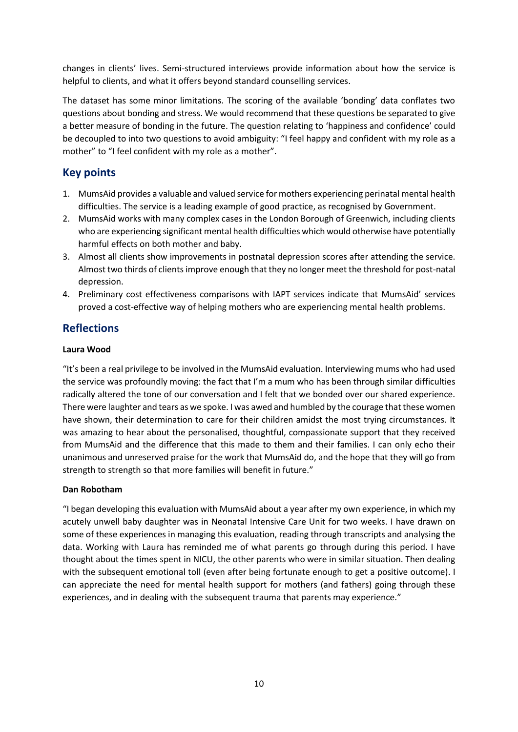changes in clients' lives. Semi-structured interviews provide information about how the service is helpful to clients, and what it offers beyond standard counselling services.

The dataset has some minor limitations. The scoring of the available 'bonding' data conflates two questions about bonding and stress. We would recommend that these questions be separated to give a better measure of bonding in the future. The question relating to 'happiness and confidence' could be decoupled to into two questions to avoid ambiguity: "I feel happy and confident with my role as a mother" to "I feel confident with my role as a mother".

## Key points

1. MumsAid provides a valuable and valued service for mothers experiencing perinatal mental health difficulties. The service is a leading example of good practice, as recognised by Government.
2. MumsAid works with many complex cases in the London Borough of Greenwich, including clients who are experiencing significant mental health difficulties which would otherwise have potentially harmful effects on both mother and baby.
3. Almost all clients show improvements in postnatal depression scores after attending the service. Almost two thirds of clients improve enough that they no longer meet the threshold for post-natal depression.
4. Preliminary cost effectiveness comparisons with IAPT services indicate that MumsAid' services proved a cost-effective way of helping mothers who are experiencing mental health problems.

## Reflections

**Laura Wood**

"It's been a real privilege to be involved in the MumsAid evaluation. Interviewing mums who had used the service was profoundly moving: the fact that I'm a mum who has been through similar difficulties radically altered the tone of our conversation and I felt that we bonded over our shared experience. There were laughter and tears as we spoke. I was awed and humbled by the courage that these women have shown, their determination to care for their children amidst the most trying circumstances. It was amazing to hear about the personalised, thoughtful, compassionate support that they received from MumsAid and the difference that this made to them and their families. I can only echo their unanimous and unreserved praise for the work that MumsAid do, and the hope that they will go from strength to strength so that more families will benefit in future."

**Dan Robotham**

"I began developing this evaluation with MumsAid about a year after my own experience, in which my acutely unwell baby daughter was in Neonatal Intensive Care Unit for two weeks. I have drawn on some of these experiences in managing this evaluation, reading through transcripts and analysing the data. Working with Laura has reminded me of what parents go through during this period. I have thought about the times spent in NICU, the other parents who were in similar situation. Then dealing with the subsequent emotional toll (even after being fortunate enough to get a positive outcome). I can appreciate the need for mental health support for mothers (and fathers) going through these experiences, and in dealing with the subsequent trauma that parents may experience."